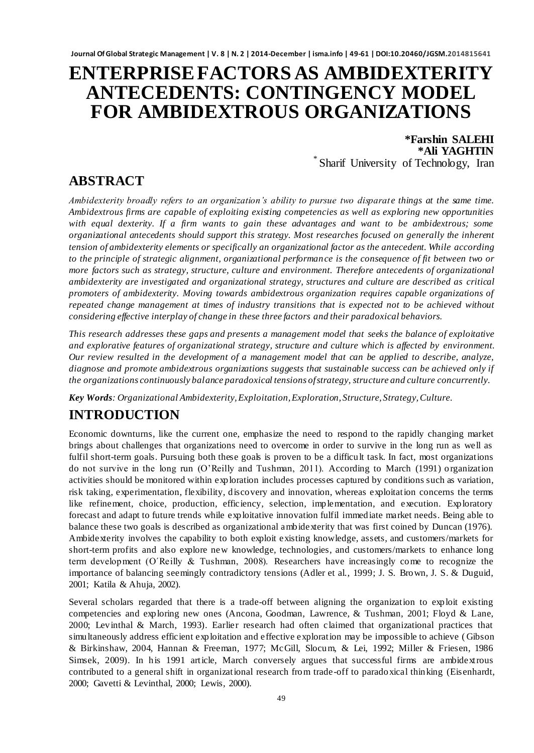# ENTERPRISE FACTORS AS AMBIDEXTERITY ANTECEDENTS: CONTINGENCY MODEL FOR AMBIDEXTROUS ORGANIZATIONS

**\*Farshin SALEHI**
**\*Ali YAGHTIN**
[*] Sharif University of Technology, Iran

## ABSTRACT

*Ambidexterity broadly refers to an organization's ability to pursue two disparate things at the same time. Ambidextrous firms are capable of exploiting existing competencies as well as exploring new opportunities with equal dexterity. If a firm wants to gain these advantages and want to be ambidextrous; some organizational antecedents should support this strategy. Most researches focused on generally the inherent tension of ambidexterity elements or specifically an organizational factor as the antecedent. While according to the principle of strategic alignment, organizational performance is the consequence of fit between two or more factors such as strategy, structure, culture and environment. Therefore antecedents of organizational ambidexterity are investigated and organizational strategy, structures and culture are described as critical promoters of ambidexterity. Moving towards ambidextrous organization requires capable organizations of repeated change management at times of industry transitions that is expected not to be achieved without considering effective interplay of change in these three factors and their paradoxical behaviors.*

*This research addresses these gaps and presents a management model that seeks the balance of exploitative and explorative features of organizational strategy, structure and culture which is affected by environment. Our review resulted in the development of a management model that can be applied to describe, analyze, diagnose and promote ambidextrous organizations suggests that sustainable success can be achieved only if the organizations continuously balance paradoxical tensions of strategy, structure and culture concurrently.*

***Key Words**: Organizational Ambidexterity, Exploitation, Exploration, Structure, Strategy, Culture.*

## INTRODUCTION

Economic downturns, like the current one, emphasize the need to respond to the rapidly changing market brings about challenges that organizations need to overcome in order to survive in the long run as well as fulfil short-term goals. Pursuing both these goals is proven to be a difficult task. In fact, most organizations do not survive in the long run (O'Reilly and Tushman, 2011). According to March (1991) organization activities should be monitored within exploration includes processes captured by conditions such as variation, risk taking, experimentation, flexibility, discovery and innovation, whereas exploitation concerns the terms like refinement, choice, production, efficiency, selection, implementation, and execution. Exploratory forecast and adapt to future trends while exploitative innovation fulfil immediate market needs. Being able to balance these two goals is described as organizational ambidexterity that was first coined by Duncan (1976). Ambidexterity involves the capability to both exploit existing knowledge, assets, and customers/markets for short-term profits and also explore new knowledge, technologies, and customers/markets to enhance long term development (O´Reilly & Tushman, 2008). Researchers have increasingly come to recognize the importance of balancing seemingly contradictory tensions (Adler et al., 1999; J. S. Brown, J. S. & Duguid, 2001; Katila & Ahuja, 2002).

Several scholars regarded that there is a trade-off between aligning the organization to exploit existing competencies and exploring new ones (Ancona, Goodman, Lawrence, & Tushman, 2001; Floyd & Lane, 2000; Levinthal & March, 1993). Earlier research had often claimed that organizational practices that simultaneously address efficient exploitation and effective exploration may be impossible to achieve (Gibson & Birkinshaw, 2004, Hannan & Freeman, 1977; McGill, Slocum, & Lei, 1992; Miller & Friesen, 1986 Simsek, 2009). In his 1991 article, March conversely argues that successful firms are ambidextrous contributed to a general shift in organizational research from trade-off to paradoxical thinking (Eisenhardt, 2000; Gavetti & Levinthal, 2000; Lewis, 2000).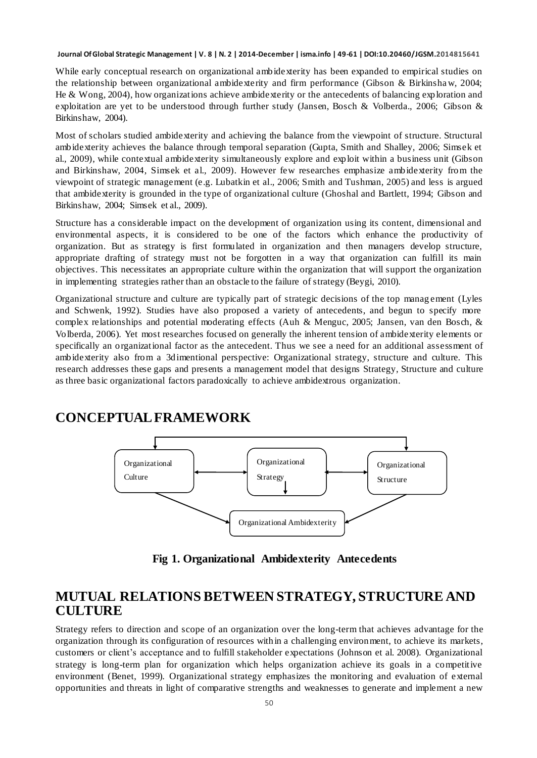While early conceptual research on organizational ambidexterity has been expanded to empirical studies on the relationship between organizational ambidexterity and firm performance (Gibson & Birkinshaw, 2004; He & Wong, 2004), how organizations achieve ambidexterity or the antecedents of balancing exploration and exploitation are yet to be understood through further study (Jansen, Bosch & Volberda., 2006; Gibson & Birkinshaw, 2004).

Most of scholars studied ambidexterity and achieving the balance from the viewpoint of structure. Structural ambidexterity achieves the balance through temporal separation (Gupta, Smith and Shalley, 2006; Simsek et al., 2009), while contextual ambidexterity simultaneously explore and exploit within a business unit (Gibson and Birkinshaw, 2004, Simsek et al., 2009). However few researches emphasize ambidexterity from the viewpoint of strategic management (e.g. Lubatkin et al., 2006; Smith and Tushman, 2005) and less is argued that ambidexterity is grounded in the type of organizational culture (Ghoshal and Bartlett, 1994; Gibson and Birkinshaw, 2004; Simsek et al., 2009).

Structure has a considerable impact on the development of organization using its content, dimensional and environmental aspects, it is considered to be one of the factors which enhance the productivity of organization. But as strategy is first formulated in organization and then managers develop structure, appropriate drafting of strategy must not be forgotten in a way that organization can fulfill its main objectives. This necessitates an appropriate culture within the organization that will support the organization in implementing strategies rather than an obstacle to the failure of strategy (Beygi, 2010).

Organizational structure and culture are typically part of strategic decisions of the top management (Lyles and Schwenk, 1992). Studies have also proposed a variety of antecedents, and begun to specify more complex relationships and potential moderating effects (Auh & Menguc, 2005; Jansen, van den Bosch, & Volberda, 2006). Yet most researches focused on generally the inherent tension of ambidexterity elements or specifically an organizational factor as the antecedent. Thus we see a need for an additional assessment of ambidexterity also from a 3dimentional perspective: Organizational strategy, structure and culture. This research addresses these gaps and presents a management model that designs Strategy, Structure and culture as three basic organizational factors paradoxically to achieve ambidextrous organization.

## CONCEPTUAL FRAMEWORK

Organizational Culture ↔ Organizational Strategy ↔ Organizational Structure (Organizational Culture ↔ Organizational Structure)

Organizational Culture, Organizational Strategy, Organizational Structure → Organizational Ambidexterity

**Fig 1. Organizational Ambidexterity Antecedents**

## MUTUAL RELATIONS BETWEEN STRATEGY, STRUCTURE AND CULTURE

Strategy refers to direction and scope of an organization over the long-term that achieves advantage for the organization through its configuration of resources within a challenging environment, to achieve its markets, customers or client's acceptance and to fulfill stakeholder expectations (Johnson et al. 2008). Organizational strategy is long-term plan for organization which helps organization achieve its goals in a competitive environment (Benet, 1999). Organizational strategy emphasizes the monitoring and evaluation of external opportunities and threats in light of comparative strengths and weaknesses to generate and implement a new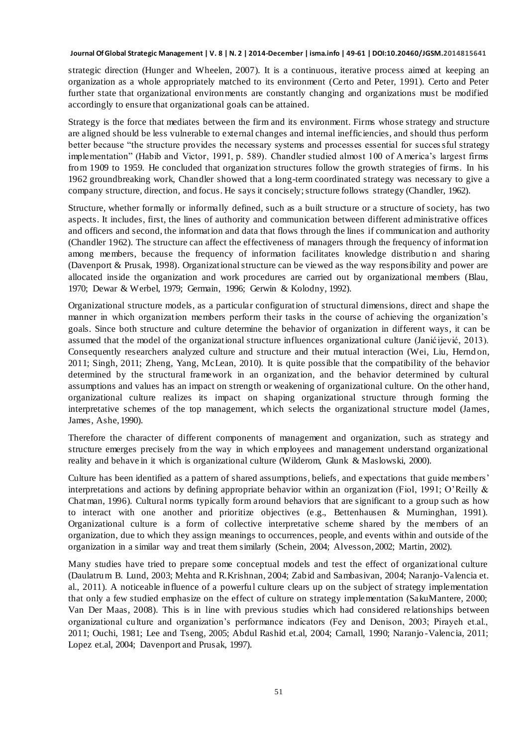strategic direction (Hunger and Wheelen, 2007). It is a continuous, iterative process aimed at keeping an organization as a whole appropriately matched to its environment (Certo and Peter, 1991). Certo and Peter further state that organizational environments are constantly changing and organizations must be modified accordingly to ensure that organizational goals can be attained.

Strategy is the force that mediates between the firm and its environment. Firms whose strategy and structure are aligned should be less vulnerable to external changes and internal inefficiencies, and should thus perform better because "the structure provides the necessary systems and processes essential for successful strategy implementation" (Habib and Victor, 1991, p. 589). Chandler studied almost 100 of America's largest firms from 1909 to 1959. He concluded that organization structures follow the growth strategies of firms. In his 1962 groundbreaking work, Chandler showed that a long-term coordinated strategy was necessary to give a company structure, direction, and focus. He says it concisely; structure follows strategy (Chandler, 1962).

Structure, whether formally or informally defined, such as a built structure or a structure of society, has two aspects. It includes, first, the lines of authority and communication between different administrative offices and officers and second, the information and data that flows through the lines if communication and authority (Chandler 1962). The structure can affect the effectiveness of managers through the frequency of information among members, because the frequency of information facilitates knowledge distribution and sharing (Davenport & Prusak, 1998). Organizational structure can be viewed as the way responsibility and power are allocated inside the organization and work procedures are carried out by organizational members (Blau, 1970; Dewar & Werbel, 1979; Germain, 1996; Gerwin & Kolodny, 1992).

Organizational structure models, as a particular configuration of structural dimensions, direct and shape the manner in which organization members perform their tasks in the course of achieving the organization's goals. Since both structure and culture determine the behavior of organization in different ways, it can be assumed that the model of the organizational structure influences organizational culture (Janićijević, 2013). Consequently researchers analyzed culture and structure and their mutual interaction (Wei, Liu, Herndon, 2011; Singh, 2011; Zheng, Yang, McLean, 2010). It is quite possible that the compatibility of the behavior determined by the structural framework in an organization, and the behavior determined by cultural assumptions and values has an impact on strength or weakening of organizational culture. On the other hand, organizational culture realizes its impact on shaping organizational structure through forming the interpretative schemes of the top management, which selects the organizational structure model (James, James, Ashe, 1990).

Therefore the character of different components of management and organization, such as strategy and structure emerges precisely from the way in which employees and management understand organizational reality and behave in it which is organizational culture (Wilderom, Glunk & Maslowski, 2000).

Culture has been identified as a pattern of shared assumptions, beliefs, and expectations that guide members' interpretations and actions by defining appropriate behavior within an organization (Fiol, 1991; O'Reilly & Chatman, 1996). Cultural norms typically form around behaviors that are significant to a group such as how to interact with one another and prioritize objectives (e.g., Bettenhausen & Murninghan, 1991). Organizational culture is a form of collective interpretative scheme shared by the members of an organization, due to which they assign meanings to occurrences, people, and events within and outside of the organization in a similar way and treat them similarly (Schein, 2004; Alvesson, 2002; Martin, 2002).

Many studies have tried to prepare some conceptual models and test the effect of organizational culture (Daulatrum B. Lund, 2003; Mehta and R.Krishnan, 2004; Zabid and Sambasivan, 2004; Naranjo-Valencia et. al., 2011). A noticeable influence of a powerful culture clears up on the subject of strategy implementation that only a few studied emphasize on the effect of culture on strategy implementation (SakuMantere, 2000; Van Der Maas, 2008). This is in line with previous studies which had considered relationships between organizational culture and organization's performance indicators (Fey and Denison, 2003; Pirayeh et.al., 2011; Ouchi, 1981; Lee and Tseng, 2005; Abdul Rashid et.al, 2004; Carnall, 1990; Naranjo-Valencia, 2011; Lopez et.al, 2004; Davenport and Prusak, 1997).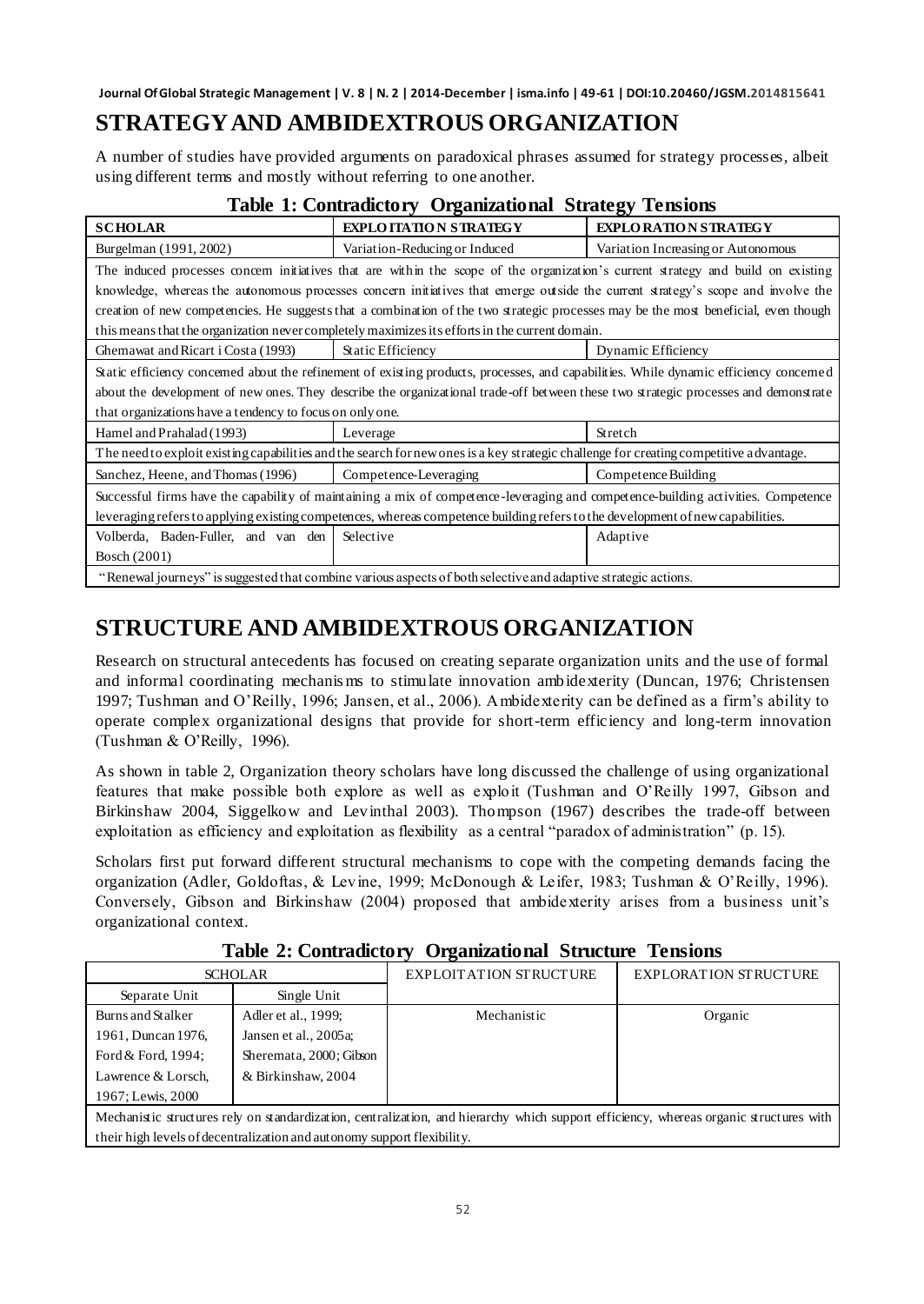## STRATEGY AND AMBIDEXTROUS ORGANIZATION

A number of studies have provided arguments on paradoxical phrases assumed for strategy processes, albeit using different terms and mostly without referring to one another.

**Table 1: Contradictory Organizational Strategy Tensions**

| SCHOLAR | EXPLOITATION STRATEGY | EXPLORATION STRATEGY |
|---|---|---|
| Burgelman (1991, 2002) | Variation-Reducing or Induced | Variation Increasing or Autonomous |
| The induced processes concern initiatives that are within the scope of the organization's current strategy and build on existing knowledge, whereas the autonomous processes concern initiatives that emerge outside the current strategy's scope and involve the creation of new competencies. He suggests that a combination of the two strategic processes may be the most beneficial, even though this means that the organization never completely maximizes its efforts in the current domain. | | |
| Ghemawat and Ricart i Costa (1993) | Static Efficiency | Dynamic Efficiency |
| Static efficiency concerned about the refinement of existing products, processes, and capabilities. While dynamic efficiency concerned about the development of new ones. They describe the organizational trade-off between these two strategic processes and demonstrate that organizations have a tendency to focus on only one. | | |
| Hamel and Prahalad (1993) | Leverage | Stretch |
| The need to exploit existing capabilities and the search for new ones is a key strategic challenge for creating competitive advantage. | | |
| Sanchez, Heene, and Thomas (1996) | Competence-Leveraging | Competence Building |
| Successful firms have the capability of maintaining a mix of competence-leveraging and competence-building activities. Competence leveraging refers to applying existing competences, whereas competence building refers to the development of new capabilities. | | |
| Volberda, Baden-Fuller, and van den Bosch (2001) | Selective | Adaptive |
| "Renewal journeys" is suggested that combine various aspects of both selective and adaptive strategic actions. | | |

## STRUCTURE AND AMBIDEXTROUS ORGANIZATION

Research on structural antecedents has focused on creating separate organization units and the use of formal and informal coordinating mechanisms to stimulate innovation ambidexterity (Duncan, 1976; Christensen 1997; Tushman and O'Reilly, 1996; Jansen, et al., 2006). Ambidexterity can be defined as a firm's ability to operate complex organizational designs that provide for short-term efficiency and long-term innovation (Tushman & O'Reilly, 1996).

As shown in table 2, Organization theory scholars have long discussed the challenge of using organizational features that make possible both explore as well as exploit (Tushman and O'Reilly 1997, Gibson and Birkinshaw 2004, Siggelkow and Levinthal 2003). Thompson (1967) describes the trade-off between exploitation as efficiency and exploitation as flexibility as a central "paradox of administration" (p. 15).

Scholars first put forward different structural mechanisms to cope with the competing demands facing the organization (Adler, Goldoftas, & Levine, 1999; McDonough & Leifer, 1983; Tushman & O'Reilly, 1996). Conversely, Gibson and Birkinshaw (2004) proposed that ambidexterity arises from a business unit's organizational context.

**Table 2: Contradictory Organizational Structure Tensions**

| SCHOLAR | | EXPLOITATION STRUCTURE | EXPLORATION STRUCTURE |
|---|---|---|---|
| Separate Unit | Single Unit | | |
| Burns and Stalker 1961, Duncan 1976, Ford & Ford, 1994; Lawrence & Lorsch, 1967; Lewis, 2000 | Adler et al., 1999; Jansen et al., 2005a; Sheremata, 2000; Gibson & Birkinshaw, 2004 | Mechanistic | Organic |
| Mechanistic structures rely on standardization, centralization, and hierarchy which support efficiency, whereas organic structures with their high levels of decentralization and autonomy support flexibility. | | | |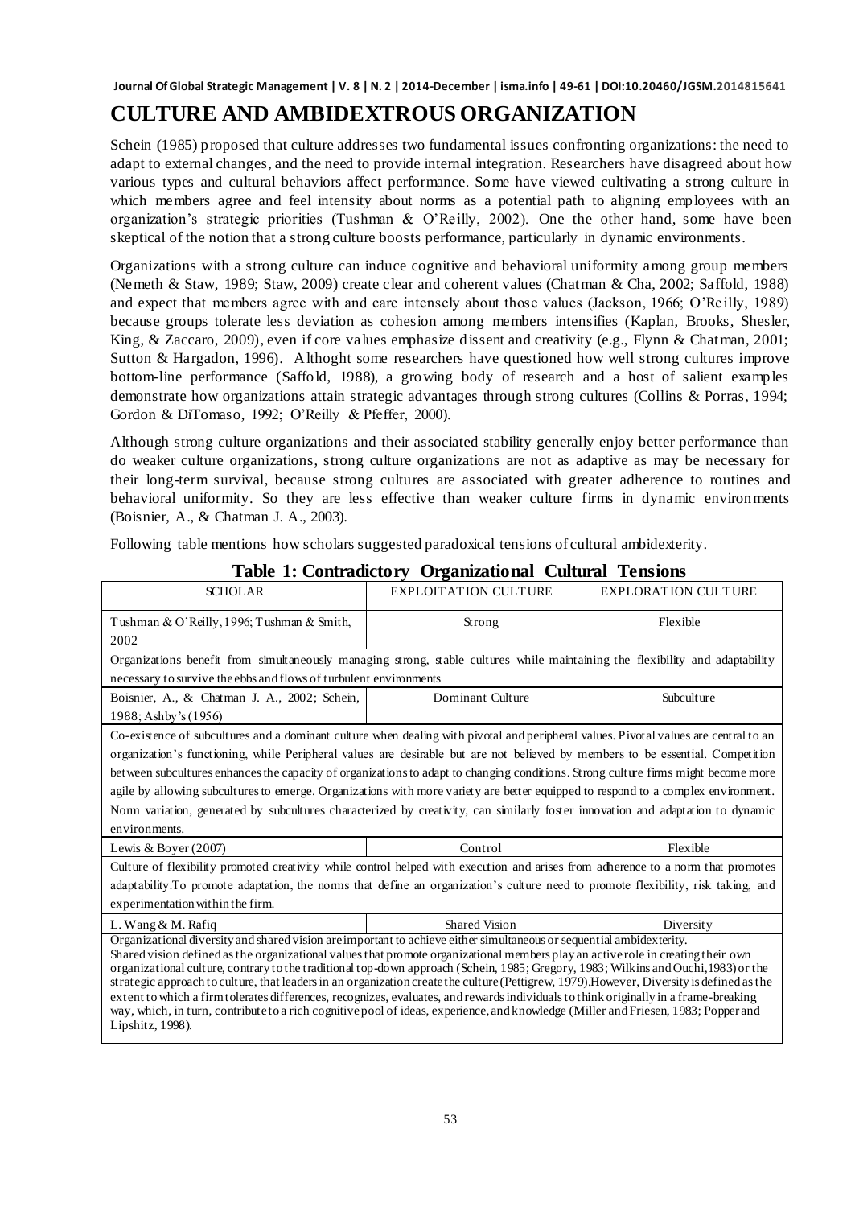# CULTURE AND AMBIDEXTROUS ORGANIZATION

Schein (1985) proposed that culture addresses two fundamental issues confronting organizations: the need to adapt to external changes, and the need to provide internal integration. Researchers have disagreed about how various types and cultural behaviors affect performance. Some have viewed cultivating a strong culture in which members agree and feel intensity about norms as a potential path to aligning employees with an organization's strategic priorities (Tushman & O'Reilly, 2002). One the other hand, some have been skeptical of the notion that a strong culture boosts performance, particularly in dynamic environments.

Organizations with a strong culture can induce cognitive and behavioral uniformity among group members (Nemeth & Staw, 1989; Staw, 2009) create clear and coherent values (Chatman & Cha, 2002; Saffold, 1988) and expect that members agree with and care intensely about those values (Jackson, 1966; O'Reilly, 1989) because groups tolerate less deviation as cohesion among members intensifies (Kaplan, Brooks, Shesler, King, & Zaccaro, 2009), even if core values emphasize dissent and creativity (e.g., Flynn & Chatman, 2001; Sutton & Hargadon, 1996). Althoght some researchers have questioned how well strong cultures improve bottom-line performance (Saffold, 1988), a growing body of research and a host of salient examples demonstrate how organizations attain strategic advantages through strong cultures (Collins & Porras, 1994; Gordon & DiTomaso, 1992; O'Reilly & Pfeffer, 2000).

Although strong culture organizations and their associated stability generally enjoy better performance than do weaker culture organizations, strong culture organizations are not as adaptive as may be necessary for their long-term survival, because strong cultures are associated with greater adherence to routines and behavioral uniformity. So they are less effective than weaker culture firms in dynamic environments (Boisnier, A., & Chatman J. A., 2003).

Following table mentions how scholars suggested paradoxical tensions of cultural ambidexterity.

**Table 1: Contradictory Organizational Cultural Tensions**

| SCHOLAR | EXPLOITATION CULTURE | EXPLORATION CULTURE |
|---|---|---|
| Tushman & O'Reilly, 1996; Tushman & Smith, 2002 | Strong | Flexible |
| Organizations benefit from simultaneously managing strong, stable cultures while maintaining the flexibility and adaptability necessary to survive the ebbs and flows of turbulent environments | | |
| Boisnier, A., & Chatman J. A., 2002; Schein, 1988; Ashby's (1956) | Dominant Culture | Subculture |
| Co-existence of subcultures and a dominant culture when dealing with pivotal and peripheral values. Pivotal values are central to an organization's functioning, while Peripheral values are desirable but are not believed by members to be essential. Competition between subcultures enhances the capacity of organizations to adapt to changing conditions. Strong culture firms might become more agile by allowing subcultures to emerge. Organizations with more variety are better equipped to respond to a complex environment. Norm variation, generated by subcultures characterized by creativity, can similarly foster innovation and adaptation to dynamic environments. | | |
| Lewis & Boyer (2007) | Control | Flexible |
| Culture of flexibility promoted creativity while control helped with execution and arises from adherence to a norm that promotes adaptability.To promote adaptation, the norms that define an organization's culture need to promote flexibility, risk taking, and experimentation within the firm. | | |
| L. Wang & M. Rafiq | Shared Vision | Diversity |
| Organizational diversity and shared vision are important to achieve either simultaneous or sequential ambidexterity. Shared vision defined as the organizational values that promote organizational members play an active role in creating their own organizational culture, contrary to the traditional top-down approach (Schein, 1985; Gregory, 1983; Wilkins and Ouchi,1983) or the strategic approach to culture, that leaders in an organization create the culture (Pettigrew, 1979).However, Diversity is defined as the extent to which a firm tolerates differences, recognizes, evaluates, and rewards individuals to think originally in a frame-breaking way, which, in turn, contribute to a rich cognitive pool of ideas, experience, and knowledge (Miller and Friesen, 1983; Popper and Lipshitz, 1998). | | |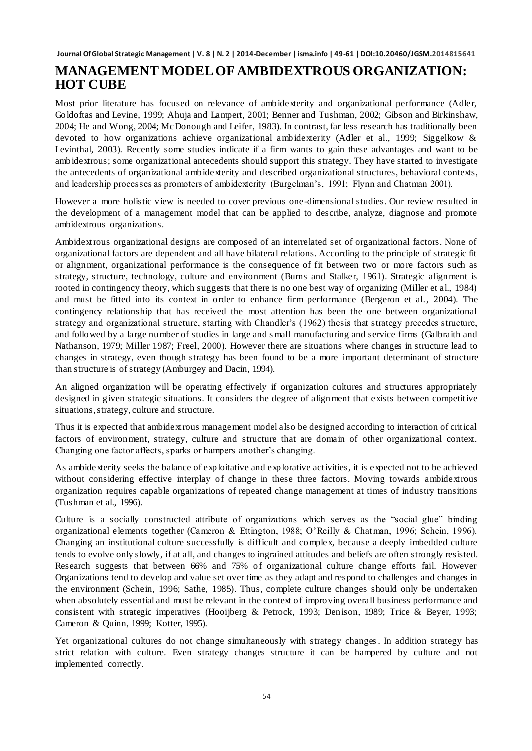# MANAGEMENT MODEL OF AMBIDEXTROUS ORGANIZATION: HOT CUBE

Most prior literature has focused on relevance of ambidexterity and organizational performance (Adler, Goldoftas and Levine, 1999; Ahuja and Lampert, 2001; Benner and Tushman, 2002; Gibson and Birkinshaw, 2004; He and Wong, 2004; McDonough and Leifer, 1983). In contrast, far less research has traditionally been devoted to how organizations achieve organizational ambidexterity (Adler et al., 1999; Siggelkow & Levinthal, 2003). Recently some studies indicate if a firm wants to gain these advantages and want to be ambidextrous; some organizational antecedents should support this strategy. They have started to investigate the antecedents of organizational ambidexterity and described organizational structures, behavioral contexts, and leadership processes as promoters of ambidexterity (Burgelman's, 1991; Flynn and Chatman 2001).

However a more holistic view is needed to cover previous one-dimensional studies. Our review resulted in the development of a management model that can be applied to describe, analyze, diagnose and promote ambidextrous organizations.

Ambidextrous organizational designs are composed of an interrelated set of organizational factors. None of organizational factors are dependent and all have bilateral relations. According to the principle of strategic fit or alignment, organizational performance is the consequence of fit between two or more factors such as strategy, structure, technology, culture and environment (Burns and Stalker, 1961). Strategic alignment is rooted in contingency theory, which suggests that there is no one best way of organizing (Miller et al., 1984) and must be fitted into its context in order to enhance firm performance (Bergeron et al., 2004). The contingency relationship that has received the most attention has been the one between organizational strategy and organizational structure, starting with Chandler's (1962) thesis that strategy precedes structure, and followed by a large number of studies in large and small manufacturing and service firms (Galbraith and Nathanson, 1979; Miller 1987; Freel, 2000). However there are situations where changes in structure lead to changes in strategy, even though strategy has been found to be a more important determinant of structure than structure is of strategy (Amburgey and Dacin, 1994).

An aligned organization will be operating effectively if organization cultures and structures appropriately designed in given strategic situations. It considers the degree of alignment that exists between competitive situations, strategy, culture and structure.

Thus it is expected that ambidextrous management model also be designed according to interaction of critical factors of environment, strategy, culture and structure that are domain of other organizational context. Changing one factor affects, sparks or hampers another's changing.

As ambidexterity seeks the balance of exploitative and explorative activities, it is expected not to be achieved without considering effective interplay of change in these three factors. Moving towards ambidextrous organization requires capable organizations of repeated change management at times of industry transitions (Tushman et al., 1996).

Culture is a socially constructed attribute of organizations which serves as the "social glue" binding organizational elements together (Cameron & Ettington, 1988; O'Reilly & Chatman, 1996; Schein, 1996). Changing an institutional culture successfully is difficult and complex, because a deeply imbedded culture tends to evolve only slowly, if at all, and changes to ingrained attitudes and beliefs are often strongly resisted. Research suggests that between 66% and 75% of organizational culture change efforts fail. However Organizations tend to develop and value set over time as they adapt and respond to challenges and changes in the environment (Schein, 1996; Sathe, 1985). Thus, complete culture changes should only be undertaken when absolutely essential and must be relevant in the context of improving overall business performance and consistent with strategic imperatives (Hooijberg & Petrock, 1993; Denison, 1989; Trice & Beyer, 1993; Cameron & Quinn, 1999; Kotter, 1995).

Yet organizational cultures do not change simultaneously with strategy changes. In addition strategy has strict relation with culture. Even strategy changes structure it can be hampered by culture and not implemented correctly.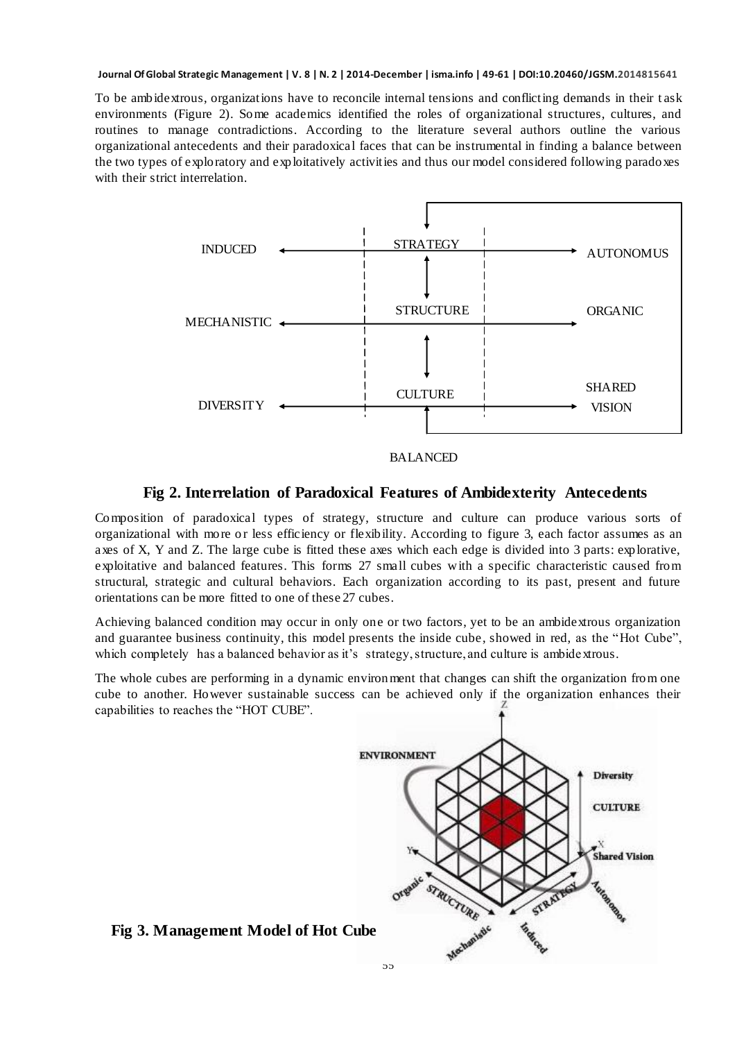To be ambidextrous, organizations have to reconcile internal tensions and conflicting demands in their task environments (Figure 2). Some academics identified the roles of organizational structures, cultures, and routines to manage contradictions. According to the literature several authors outline the various organizational antecedents and their paradoxical faces that can be instrumental in finding a balance between the two types of exploratory and exploitatively activities and thus our model considered following paradoxes with their strict interrelation.

**Fig 2. Interrelation of Paradoxical Features of Ambidexterity Antecedents**

Composition of paradoxical types of strategy, structure and culture can produce various sorts of organizational with more or less efficiency or flexibility. According to figure 3, each factor assumes as an axes of X, Y and Z. The large cube is fitted these axes which each edge is divided into 3 parts: explorative, exploitative and balanced features. This forms 27 small cubes with a specific characteristic caused from structural, strategic and cultural behaviors. Each organization according to its past, present and future orientations can be more fitted to one of these 27 cubes.

Achieving balanced condition may occur in only one or two factors, yet to be an ambidextrous organization and guarantee business continuity, this model presents the inside cube, showed in red, as the "Hot Cube", which completely has a balanced behavior as it's strategy, structure, and culture is ambidextrous.

The whole cubes are performing in a dynamic environment that changes can shift the organization from one cube to another. However sustainable success can be achieved only if the organization enhances their capabilities to reaches the "HOT CUBE".

**Fig 3. Management Model of Hot Cube**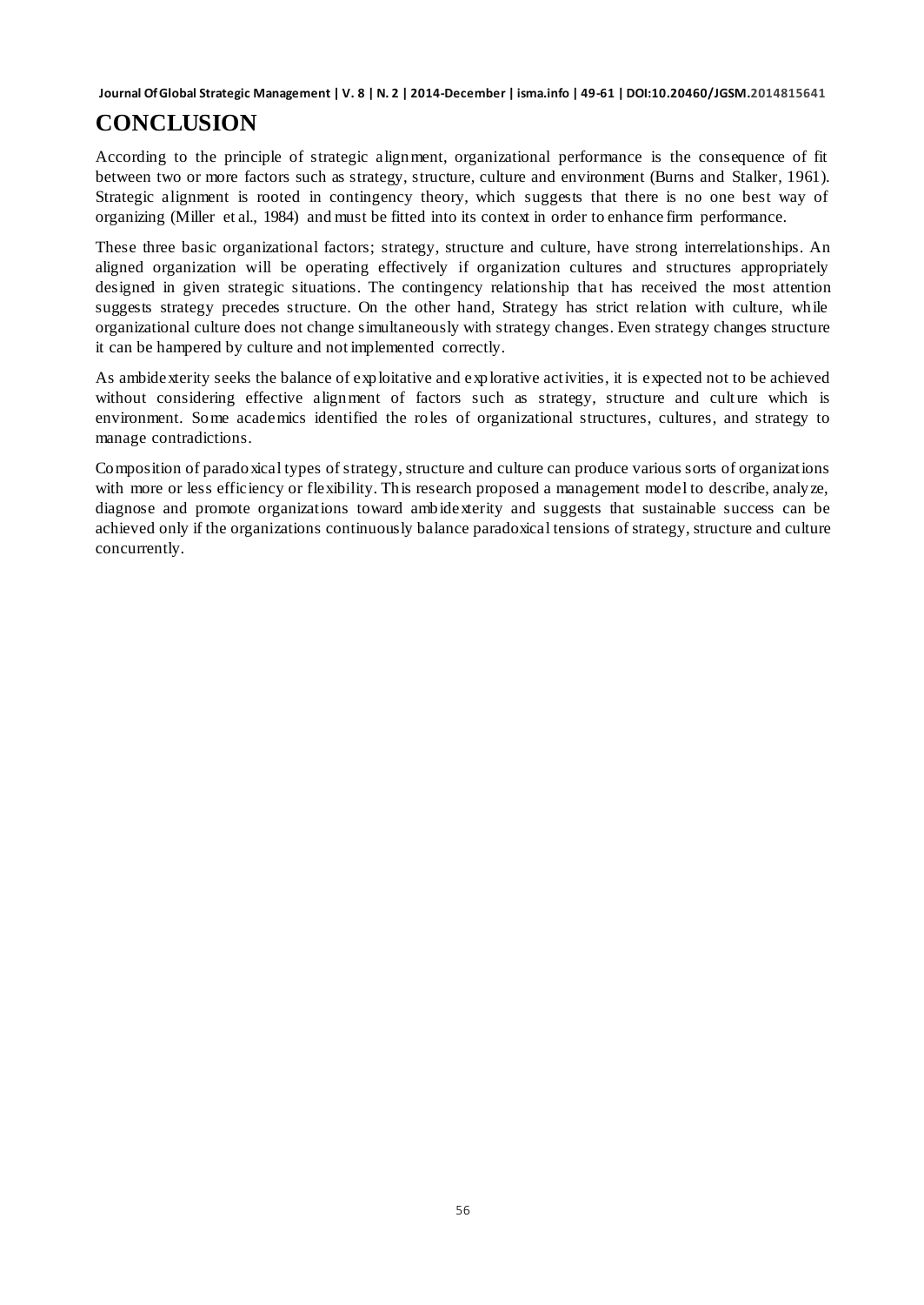# CONCLUSION

According to the principle of strategic alignment, organizational performance is the consequence of fit between two or more factors such as strategy, structure, culture and environment (Burns and Stalker, 1961). Strategic alignment is rooted in contingency theory, which suggests that there is no one best way of organizing (Miller et al., 1984) and must be fitted into its context in order to enhance firm performance.

These three basic organizational factors; strategy, structure and culture, have strong interrelationships. An aligned organization will be operating effectively if organization cultures and structures appropriately designed in given strategic situations. The contingency relationship that has received the most attention suggests strategy precedes structure. On the other hand, Strategy has strict relation with culture, while organizational culture does not change simultaneously with strategy changes. Even strategy changes structure it can be hampered by culture and not implemented correctly.

As ambidexterity seeks the balance of exploitative and explorative activities, it is expected not to be achieved without considering effective alignment of factors such as strategy, structure and culture which is environment. Some academics identified the roles of organizational structures, cultures, and strategy to manage contradictions.

Composition of paradoxical types of strategy, structure and culture can produce various sorts of organizations with more or less efficiency or flexibility. This research proposed a management model to describe, analyze, diagnose and promote organizations toward ambidexterity and suggests that sustainable success can be achieved only if the organizations continuously balance paradoxical tensions of strategy, structure and culture concurrently.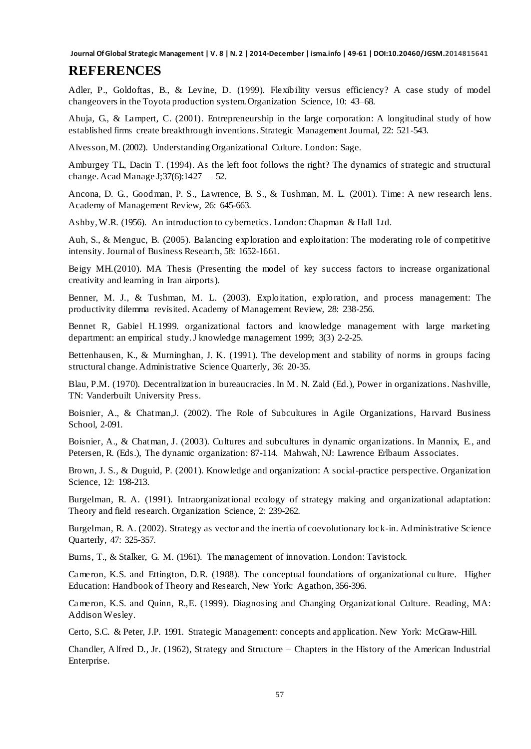## REFERENCES

Adler, P., Goldoftas, B., & Levine, D. (1999). Flexibility versus efficiency? A case study of model changeovers in the Toyota production system. Organization Science, 10: 43–68.

Ahuja, G., & Lampert, C. (2001). Entrepreneurship in the large corporation: A longitudinal study of how established firms create breakthrough inventions. Strategic Management Journal, 22: 521-543.

Alvesson, M. (2002). Understanding Organizational Culture. London: Sage.

Amburgey TL, Dacin T. (1994). As the left foot follows the right? The dynamics of strategic and structural change. Acad Manage J;37(6):1427 – 52.

Ancona, D. G., Goodman, P. S., Lawrence, B. S., & Tushman, M. L. (2001). Time: A new research lens. Academy of Management Review, 26: 645-663.

Ashby, W.R. (1956). An introduction to cybernetics. London: Chapman & Hall Ltd.

Auh, S., & Menguc, B. (2005). Balancing exploration and exploitation: The moderating role of competitive intensity. Journal of Business Research, 58: 1652-1661.

Beigy MH.(2010). MA Thesis (Presenting the model of key success factors to increase organizational creativity and learning in Iran airports).

Benner, M. J., & Tushman, M. L. (2003). Exploitation, exploration, and process management: The productivity dilemma revisited. Academy of Management Review, 28: 238-256.

Bennet R, Gabiel H.1999. organizational factors and knowledge management with large marketing department: an empirical study. J knowledge management 1999; 3(3) 2-2-25.

Bettenhausen, K., & Murninghan, J. K. (1991). The development and stability of norms in groups facing structural change. Administrative Science Quarterly, 36: 20-35.

Blau, P.M. (1970). Decentralization in bureaucracies. In M. N. Zald (Ed.), Power in organizations. Nashville, TN: Vanderbuilt University Press.

Boisnier, A., & Chatman,J. (2002). The Role of Subcultures in Agile Organizations, Harvard Business School, 2-091.

Boisnier, A., & Chatman, J. (2003). Cultures and subcultures in dynamic organizations. In Mannix, E., and Petersen, R. (Eds.), The dynamic organization: 87-114. Mahwah, NJ: Lawrence Erlbaum Associates.

Brown, J. S., & Duguid, P. (2001). Knowledge and organization: A social-practice perspective. Organization Science, 12: 198-213.

Burgelman, R. A. (1991). Intraorganizational ecology of strategy making and organizational adaptation: Theory and field research. Organization Science, 2: 239-262.

Burgelman, R. A. (2002). Strategy as vector and the inertia of coevolutionary lock-in. Administrative Science Quarterly, 47: 325-357.

Burns, T., & Stalker, G. M. (1961). The management of innovation. London: Tavistock.

Cameron, K.S. and Ettington, D.R. (1988). The conceptual foundations of organizational culture. Higher Education: Handbook of Theory and Research, New York: Agathon, 356-396.

Cameron, K.S. and Quinn, R.,E. (1999). Diagnosing and Changing Organizational Culture. Reading, MA: Addison Wesley.

Certo, S.C. & Peter, J.P. 1991. Strategic Management: concepts and application. New York: McGraw-Hill.

Chandler, Alfred D., Jr. (1962), Strategy and Structure – Chapters in the History of the American Industrial Enterprise.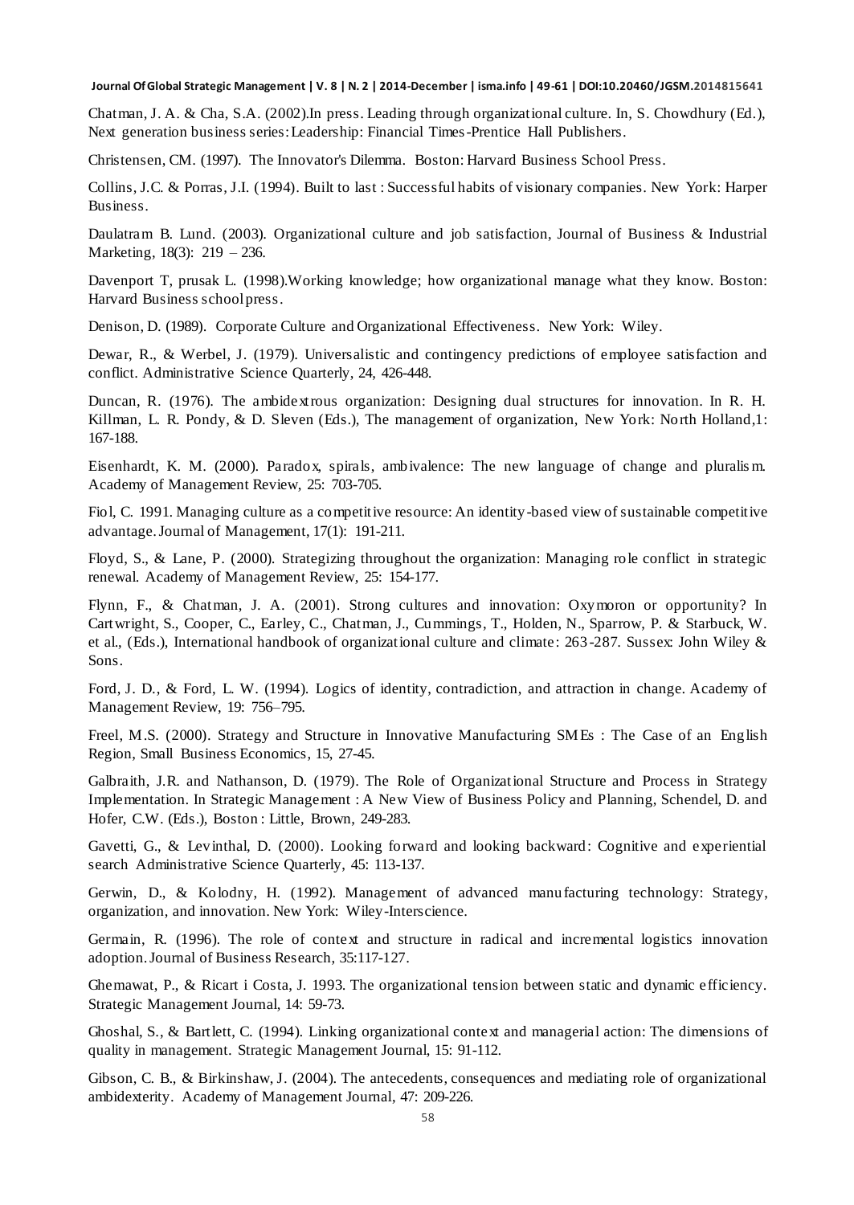Chatman, J. A. & Cha, S.A. (2002).In press. Leading through organizational culture. In, S. Chowdhury (Ed.), Next generation business series: Leadership: Financial Times-Prentice Hall Publishers.

Christensen, CM. (1997). The Innovator's Dilemma. Boston: Harvard Business School Press.

Collins, J.C. & Porras, J.I. (1994). Built to last : Successful habits of visionary companies. New York: Harper Business.

Daulatram B. Lund. (2003). Organizational culture and job satisfaction, Journal of Business & Industrial Marketing, 18(3): 219 – 236.

Davenport T, prusak L. (1998).Working knowledge; how organizational manage what they know. Boston: Harvard Business school press.

Denison, D. (1989). Corporate Culture and Organizational Effectiveness. New York: Wiley.

Dewar, R., & Werbel, J. (1979). Universalistic and contingency predictions of employee satisfaction and conflict. Administrative Science Quarterly, 24, 426-448.

Duncan, R. (1976). The ambidextrous organization: Designing dual structures for innovation. In R. H. Killman, L. R. Pondy, & D. Sleven (Eds.), The management of organization, New York: North Holland,1: 167-188.

Eisenhardt, K. M. (2000). Paradox, spirals, ambivalence: The new language of change and pluralism. Academy of Management Review, 25: 703-705.

Fiol, C. 1991. Managing culture as a competitive resource: An identity-based view of sustainable competitive advantage. Journal of Management, 17(1): 191-211.

Floyd, S., & Lane, P. (2000). Strategizing throughout the organization: Managing role conflict in strategic renewal. Academy of Management Review, 25: 154-177.

Flynn, F., & Chatman, J. A. (2001). Strong cultures and innovation: Oxymoron or opportunity? In Cartwright, S., Cooper, C., Earley, C., Chatman, J., Cummings, T., Holden, N., Sparrow, P. & Starbuck, W. et al., (Eds.), International handbook of organizational culture and climate: 263-287. Sussex: John Wiley & Sons.

Ford, J. D., & Ford, L. W. (1994). Logics of identity, contradiction, and attraction in change. Academy of Management Review, 19: 756–795.

Freel, M.S. (2000). Strategy and Structure in Innovative Manufacturing SMEs : The Case of an English Region, Small Business Economics, 15, 27-45.

Galbraith, J.R. and Nathanson, D. (1979). The Role of Organizational Structure and Process in Strategy Implementation. In Strategic Management : A New View of Business Policy and Planning, Schendel, D. and Hofer, C.W. (Eds.), Boston : Little, Brown, 249-283.

Gavetti, G., & Levinthal, D. (2000). Looking forward and looking backward: Cognitive and experiential search Administrative Science Quarterly, 45: 113-137.

Gerwin, D., & Kolodny, H. (1992). Management of advanced manufacturing technology: Strategy, organization, and innovation. New York: Wiley-Interscience.

Germain, R. (1996). The role of context and structure in radical and incremental logistics innovation adoption. Journal of Business Research, 35:117-127.

Ghemawat, P., & Ricart i Costa, J. 1993. The organizational tension between static and dynamic efficiency. Strategic Management Journal, 14: 59-73.

Ghoshal, S., & Bartlett, C. (1994). Linking organizational context and managerial action: The dimensions of quality in management. Strategic Management Journal, 15: 91-112.

Gibson, C. B., & Birkinshaw, J. (2004). The antecedents, consequences and mediating role of organizational ambidexterity. Academy of Management Journal, 47: 209-226.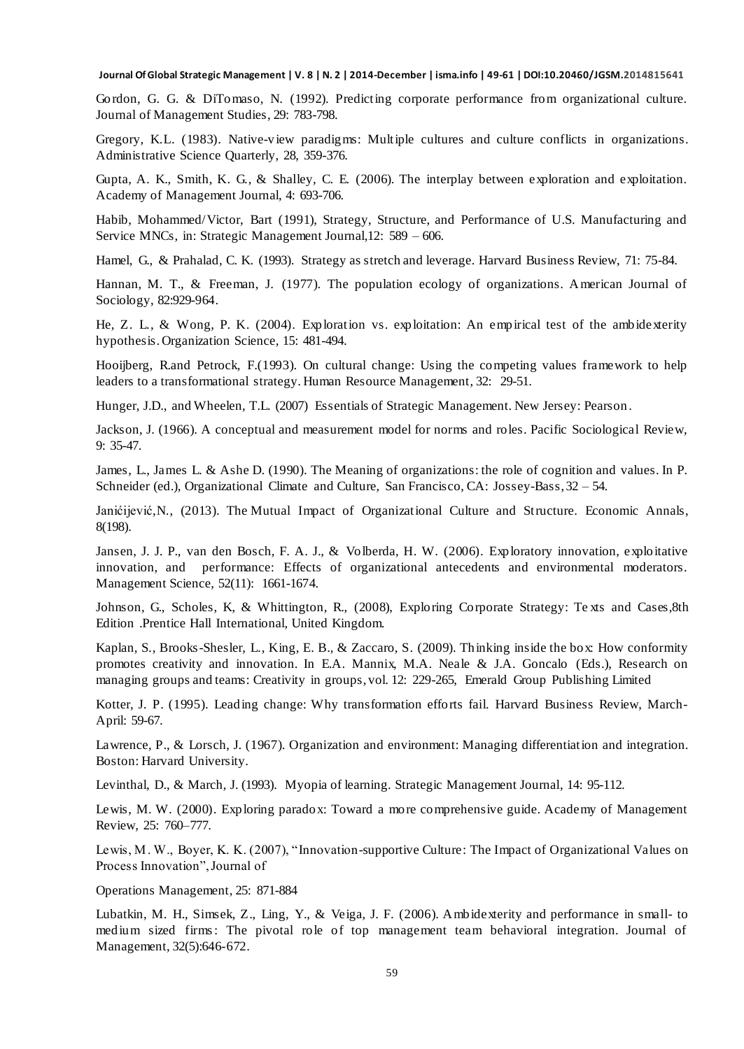Gordon, G. G. & DiTomaso, N. (1992). Predicting corporate performance from organizational culture. Journal of Management Studies, 29: 783-798.

Gregory, K.L. (1983). Native-view paradigms: Multiple cultures and culture conflicts in organizations. Administrative Science Quarterly, 28, 359-376.

Gupta, A. K., Smith, K. G., & Shalley, C. E. (2006). The interplay between exploration and exploitation. Academy of Management Journal, 4: 693-706.

Habib, Mohammed/Victor, Bart (1991), Strategy, Structure, and Performance of U.S. Manufacturing and Service MNCs, in: Strategic Management Journal,12: 589 – 606.

Hamel, G., & Prahalad, C. K. (1993). Strategy as stretch and leverage. Harvard Business Review, 71: 75-84.

Hannan, M. T., & Freeman, J. (1977). The population ecology of organizations. American Journal of Sociology, 82:929-964.

He, Z. L., & Wong, P. K. (2004). Exploration vs. exploitation: An empirical test of the ambidexterity hypothesis. Organization Science, 15: 481-494.

Hooijberg, R.and Petrock, F.(1993). On cultural change: Using the competing values framework to help leaders to a transformational strategy. Human Resource Management, 32: 29-51.

Hunger, J.D., and Wheelen, T.L. (2007) Essentials of Strategic Management. New Jersey: Pearson.

Jackson, J. (1966). A conceptual and measurement model for norms and roles. Pacific Sociological Review, 9: 35-47.

James, L., James L. & Ashe D. (1990). The Meaning of organizations: the role of cognition and values. In P. Schneider (ed.), Organizational Climate and Culture, San Francisco, CA: Jossey-Bass, 32 – 54.

Janićijević,N., (2013). The Mutual Impact of Organizational Culture and Structure. Economic Annals, 8(198).

Jansen, J. J. P., van den Bosch, F. A. J., & Volberda, H. W. (2006). Exploratory innovation, exploitative innovation, and performance: Effects of organizational antecedents and environmental moderators. Management Science, 52(11): 1661-1674.

Johnson, G., Scholes, K, & Whittington, R., (2008), Exploring Corporate Strategy: Texts and Cases,8th Edition .Prentice Hall International, United Kingdom.

Kaplan, S., Brooks-Shesler, L., King, E. B., & Zaccaro, S. (2009). Thinking inside the box: How conformity promotes creativity and innovation. In E.A. Mannix, M.A. Neale & J.A. Goncalo (Eds.), Research on managing groups and teams: Creativity in groups, vol. 12: 229-265, Emerald Group Publishing Limited

Kotter, J. P. (1995). Leading change: Why transformation efforts fail. Harvard Business Review, March-April: 59-67.

Lawrence, P., & Lorsch, J. (1967). Organization and environment: Managing differentiation and integration. Boston: Harvard University.

Levinthal, D., & March, J. (1993). Myopia of learning. Strategic Management Journal, 14: 95-112.

Lewis, M. W. (2000). Exploring paradox: Toward a more comprehensive guide. Academy of Management Review, 25: 760–777.

Lewis, M. W., Boyer, K. K. (2007), "Innovation-supportive Culture: The Impact of Organizational Values on Process Innovation", Journal of

Operations Management, 25: 871-884

Lubatkin, M. H., Simsek, Z., Ling, Y., & Veiga, J. F. (2006). Ambidexterity and performance in small- to medium sized firms: The pivotal role of top management team behavioral integration. Journal of Management, 32(5):646-672.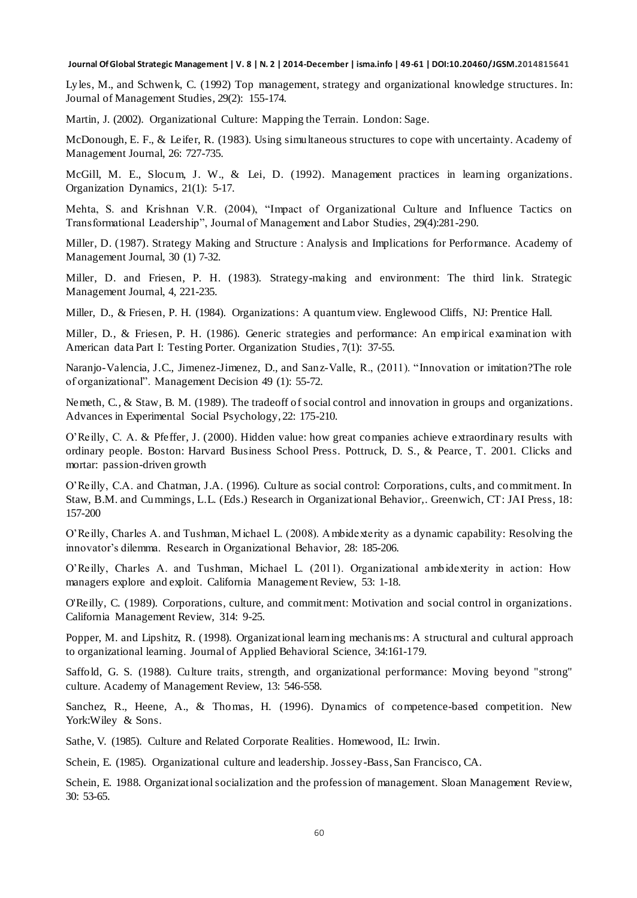Lyles, M., and Schwenk, C. (1992) Top management, strategy and organizational knowledge structures. In: Journal of Management Studies, 29(2): 155-174.

Martin, J. (2002). Organizational Culture: Mapping the Terrain. London: Sage.

McDonough, E. F., & Leifer, R. (1983). Using simultaneous structures to cope with uncertainty. Academy of Management Journal, 26: 727-735.

McGill, M. E., Slocum, J. W., & Lei, D. (1992). Management practices in learning organizations. Organization Dynamics, 21(1): 5-17.

Mehta, S. and Krishnan V.R. (2004), "Impact of Organizational Culture and Influence Tactics on Transformational Leadership", Journal of Management and Labor Studies, 29(4):281-290.

Miller, D. (1987). Strategy Making and Structure : Analysis and Implications for Performance. Academy of Management Journal, 30 (1) 7-32.

Miller, D. and Friesen, P. H. (1983). Strategy-making and environment: The third link. Strategic Management Journal, 4, 221-235.

Miller, D., & Friesen, P. H. (1984). Organizations: A quantum view. Englewood Cliffs, NJ: Prentice Hall.

Miller, D., & Friesen, P. H. (1986). Generic strategies and performance: An empirical examination with American data Part I: Testing Porter. Organization Studies, 7(1): 37-55.

Naranjo-Valencia, J.C., Jimenez-Jimenez, D., and Sanz-Valle, R., (2011). "Innovation or imitation?The role of organizational". Management Decision 49 (1): 55-72.

Nemeth, C., & Staw, B. M. (1989). The tradeoff of social control and innovation in groups and organizations. Advances in Experimental Social Psychology, 22: 175-210.

O'Reilly, C. A. & Pfeffer, J. (2000). Hidden value: how great companies achieve extraordinary results with ordinary people. Boston: Harvard Business School Press. Pottruck, D. S., & Pearce, T. 2001. Clicks and mortar: passion-driven growth

O'Reilly, C.A. and Chatman, J.A. (1996). Culture as social control: Corporations, cults, and commitment. In Staw, B.M. and Cummings, L.L. (Eds.) Research in Organizational Behavior,. Greenwich, CT: JAI Press, 18: 157-200

O'Reilly, Charles A. and Tushman, Michael L. (2008). Ambidexterity as a dynamic capability: Resolving the innovator's dilemma. Research in Organizational Behavior, 28: 185-206.

O'Reilly, Charles A. and Tushman, Michael L. (2011). Organizational ambidexterity in action: How managers explore and exploit. California Management Review, 53: 1-18.

O'Reilly, C. (1989). Corporations, culture, and commitment: Motivation and social control in organizations. California Management Review, 314: 9-25.

Popper, M. and Lipshitz, R. (1998). Organizational learning mechanisms: A structural and cultural approach to organizational learning. Journal of Applied Behavioral Science, 34:161-179.

Saffold, G. S. (1988). Culture traits, strength, and organizational performance: Moving beyond "strong" culture. Academy of Management Review, 13: 546-558.

Sanchez, R., Heene, A., & Thomas, H. (1996). Dynamics of competence-based competition. New York:Wiley & Sons.

Sathe, V. (1985). Culture and Related Corporate Realities. Homewood, IL: Irwin.

Schein, E. (1985). Organizational culture and leadership. Jossey-Bass, San Francisco, CA.

Schein, E. 1988. Organizational socialization and the profession of management. Sloan Management Review, 30: 53-65.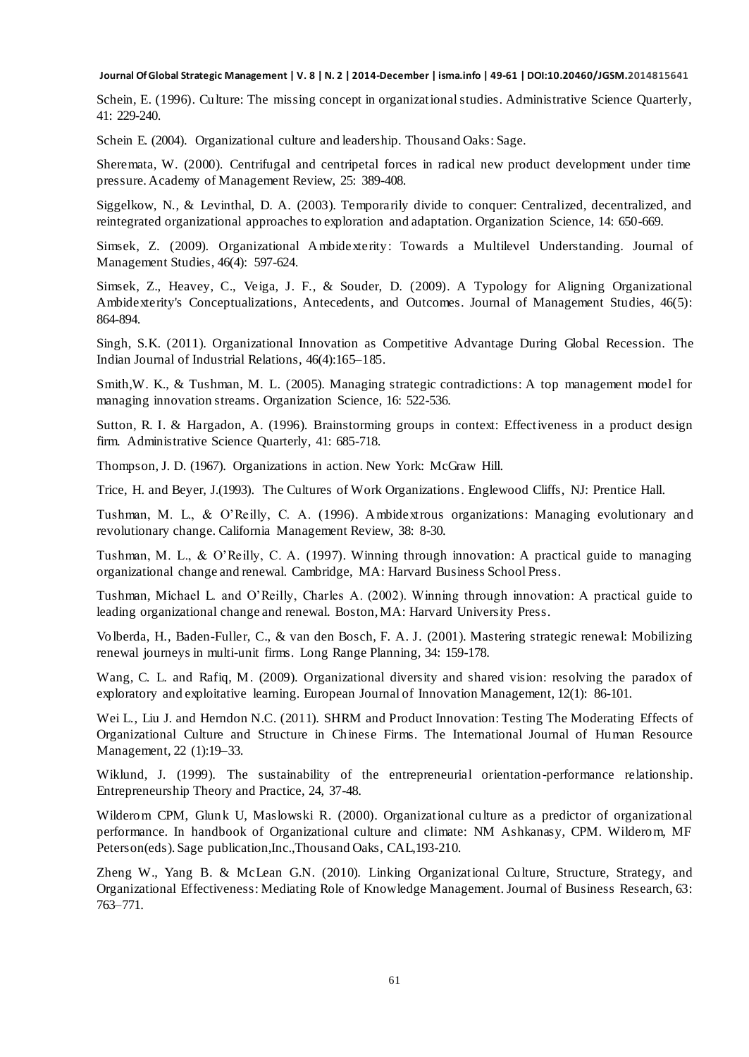Schein, E. (1996). Culture: The missing concept in organizational studies. Administrative Science Quarterly, 41: 229-240.

Schein E. (2004). Organizational culture and leadership. Thousand Oaks: Sage.

Sheremata, W. (2000). Centrifugal and centripetal forces in radical new product development under time pressure. Academy of Management Review, 25: 389-408.

Siggelkow, N., & Levinthal, D. A. (2003). Temporarily divide to conquer: Centralized, decentralized, and reintegrated organizational approaches to exploration and adaptation. Organization Science, 14: 650-669.

Simsek, Z. (2009). Organizational Ambidexterity: Towards a Multilevel Understanding. Journal of Management Studies, 46(4): 597-624.

Simsek, Z., Heavey, C., Veiga, J. F., & Souder, D. (2009). A Typology for Aligning Organizational Ambidexterity's Conceptualizations, Antecedents, and Outcomes. Journal of Management Studies, 46(5): 864-894.

Singh, S.K. (2011). Organizational Innovation as Competitive Advantage During Global Recession. The Indian Journal of Industrial Relations, 46(4):165–185.

Smith,W. K., & Tushman, M. L. (2005). Managing strategic contradictions: A top management model for managing innovation streams. Organization Science, 16: 522-536.

Sutton, R. I. & Hargadon, A. (1996). Brainstorming groups in context: Effectiveness in a product design firm. Administrative Science Quarterly, 41: 685-718.

Thompson, J. D. (1967). Organizations in action. New York: McGraw Hill.

Trice, H. and Beyer, J.(1993). The Cultures of Work Organizations. Englewood Cliffs, NJ: Prentice Hall.

Tushman, M. L., & O'Reilly, C. A. (1996). Ambidextrous organizations: Managing evolutionary and revolutionary change. California Management Review, 38: 8-30.

Tushman, M. L., & O'Reilly, C. A. (1997). Winning through innovation: A practical guide to managing organizational change and renewal. Cambridge, MA: Harvard Business School Press.

Tushman, Michael L. and O'Reilly, Charles A. (2002). Winning through innovation: A practical guide to leading organizational change and renewal. Boston, MA: Harvard University Press.

Volberda, H., Baden-Fuller, C., & van den Bosch, F. A. J. (2001). Mastering strategic renewal: Mobilizing renewal journeys in multi-unit firms. Long Range Planning, 34: 159-178.

Wang, C. L. and Rafiq, M. (2009). Organizational diversity and shared vision: resolving the paradox of exploratory and exploitative learning. European Journal of Innovation Management, 12(1): 86-101.

Wei L., Liu J. and Herndon N.C. (2011). SHRM and Product Innovation: Testing The Moderating Effects of Organizational Culture and Structure in Chinese Firms. The International Journal of Human Resource Management, 22 (1):19–33.

Wiklund, J. (1999). The sustainability of the entrepreneurial orientation-performance relationship. Entrepreneurship Theory and Practice, 24, 37-48.

Wilderom CPM, Glunk U, Maslowski R. (2000). Organizational culture as a predictor of organizational performance. In handbook of Organizational culture and climate: NM Ashkanasy, CPM. Wilderom, MF Peterson(eds). Sage publication,Inc.,Thousand Oaks, CAL,193-210.

Zheng W., Yang B. & McLean G.N. (2010). Linking Organizational Culture, Structure, Strategy, and Organizational Effectiveness: Mediating Role of Knowledge Management. Journal of Business Research, 63: 763–771.